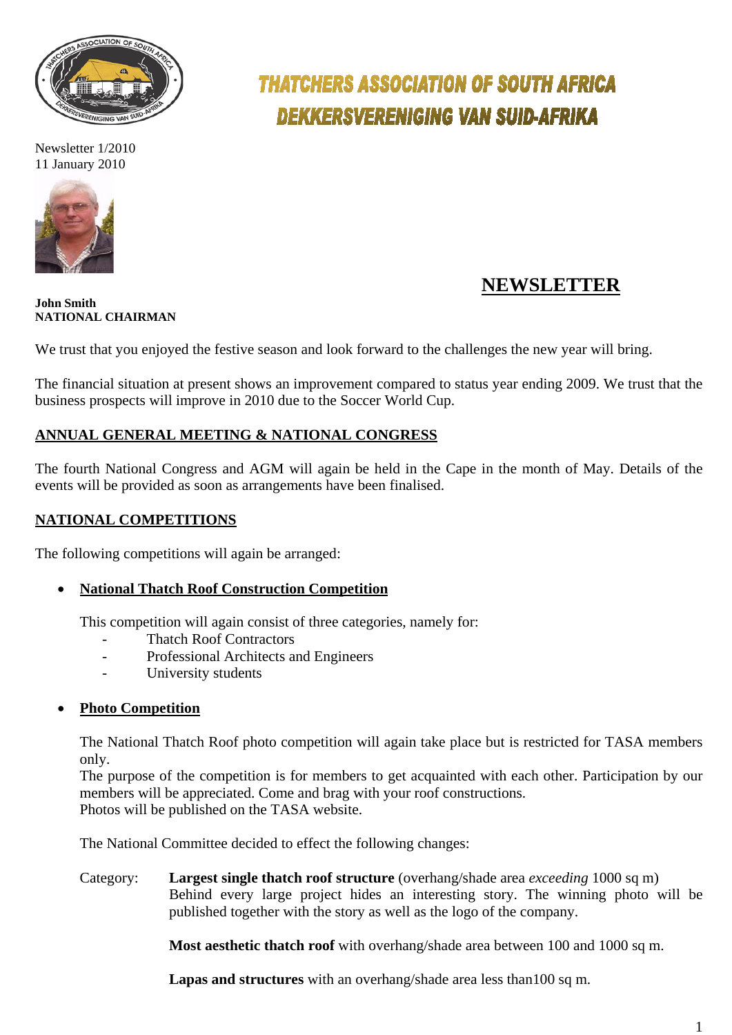# THATCHERS ASSOCIATION OF SOUTH AFRICA
# DEKKERSVERENIGING VAN SUID-AFRIKA

Newsletter 1/2010
11 January 2010

**John Smith**
**NATIONAL CHAIRMAN**

## NEWSLETTER

We trust that you enjoyed the festive season and look forward to the challenges the new year will bring.

The financial situation at present shows an improvement compared to status year ending 2009. We trust that the business prospects will improve in 2010 due to the Soccer World Cup.

### ANNUAL GENERAL MEETING & NATIONAL CONGRESS

The fourth National Congress and AGM will again be held in the Cape in the month of May. Details of the events will be provided as soon as arrangements have been finalised.

### NATIONAL COMPETITIONS

The following competitions will again be arranged:

- **National Thatch Roof Construction Competition**

  This competition will again consist of three categories, namely for:
  - Thatch Roof Contractors
  - Professional Architects and Engineers
  - University students

- **Photo Competition**

  The National Thatch Roof photo competition will again take place but is restricted for TASA members only.
  The purpose of the competition is for members to get acquainted with each other. Participation by our members will be appreciated. Come and brag with your roof constructions.
  Photos will be published on the TASA website.

  The National Committee decided to effect the following changes:

  Category: **Largest single thatch roof structure** (overhang/shade area *exceeding* 1000 sq m)
  Behind every large project hides an interesting story. The winning photo will be published together with the story as well as the logo of the company.

  **Most aesthetic thatch roof** with overhang/shade area between 100 and 1000 sq m.

  **Lapas and structures** with an overhang/shade area less than100 sq m.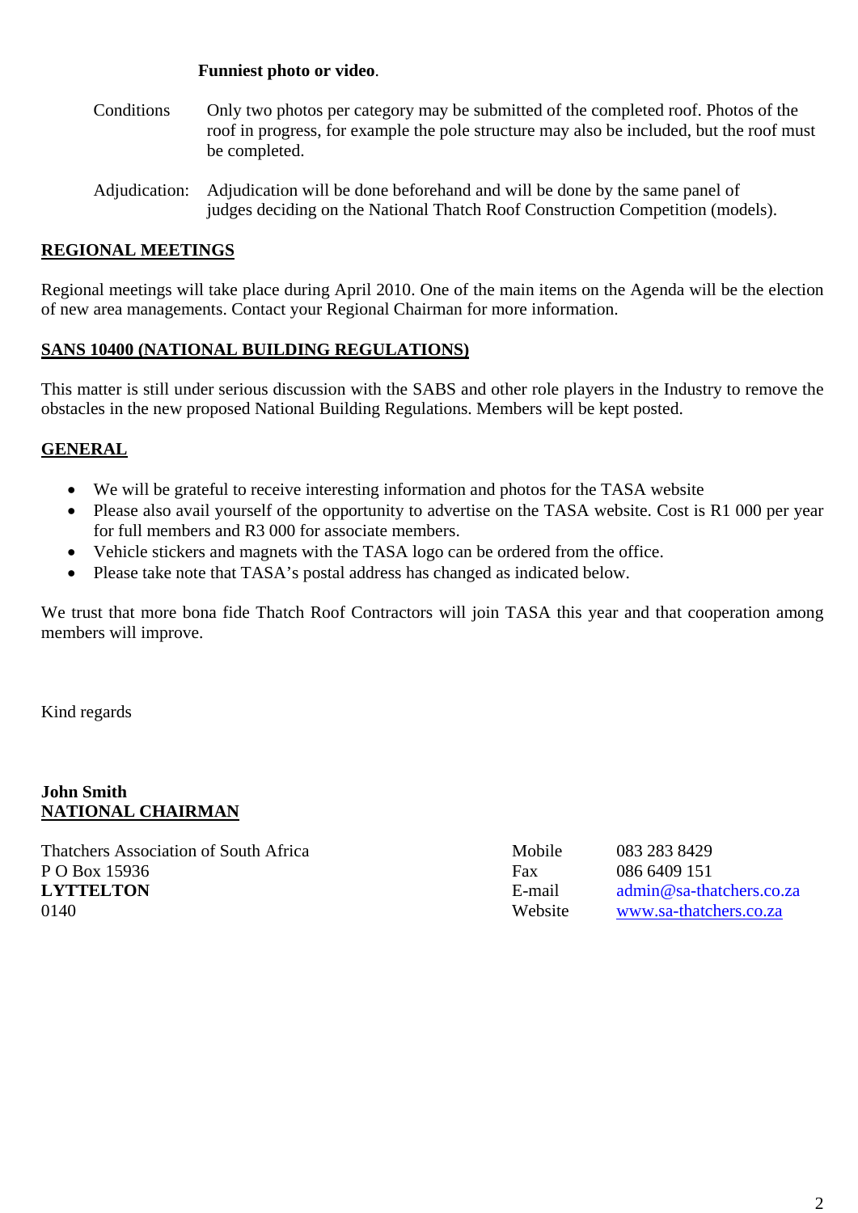**Funniest photo or video**.

Conditions: Only two photos per category may be submitted of the completed roof. Photos of the roof in progress, for example the pole structure may also be included, but the roof must be completed.

Adjudication: Adjudication will be done beforehand and will be done by the same panel of judges deciding on the National Thatch Roof Construction Competition (models).

## REGIONAL MEETINGS

Regional meetings will take place during April 2010. One of the main items on the Agenda will be the election of new area managements. Contact your Regional Chairman for more information.

## SANS 10400 (NATIONAL BUILDING REGULATIONS)

This matter is still under serious discussion with the SABS and other role players in the Industry to remove the obstacles in the new proposed National Building Regulations. Members will be kept posted.

## GENERAL

- We will be grateful to receive interesting information and photos for the TASA website
- Please also avail yourself of the opportunity to advertise on the TASA website. Cost is R1 000 per year for full members and R3 000 for associate members.
- Vehicle stickers and magnets with the TASA logo can be ordered from the office.
- Please take note that TASA's postal address has changed as indicated below.

We trust that more bona fide Thatch Roof Contractors will join TASA this year and that cooperation among members will improve.

Kind regards

**John Smith**
**NATIONAL CHAIRMAN**

Thatchers Association of South Africa
P O Box 15936
**LYTTELTON**
0140

Mobile 083 283 8429
Fax 086 6409 151
E-mail admin@sa-thatchers.co.za
Website www.sa-thatchers.co.za